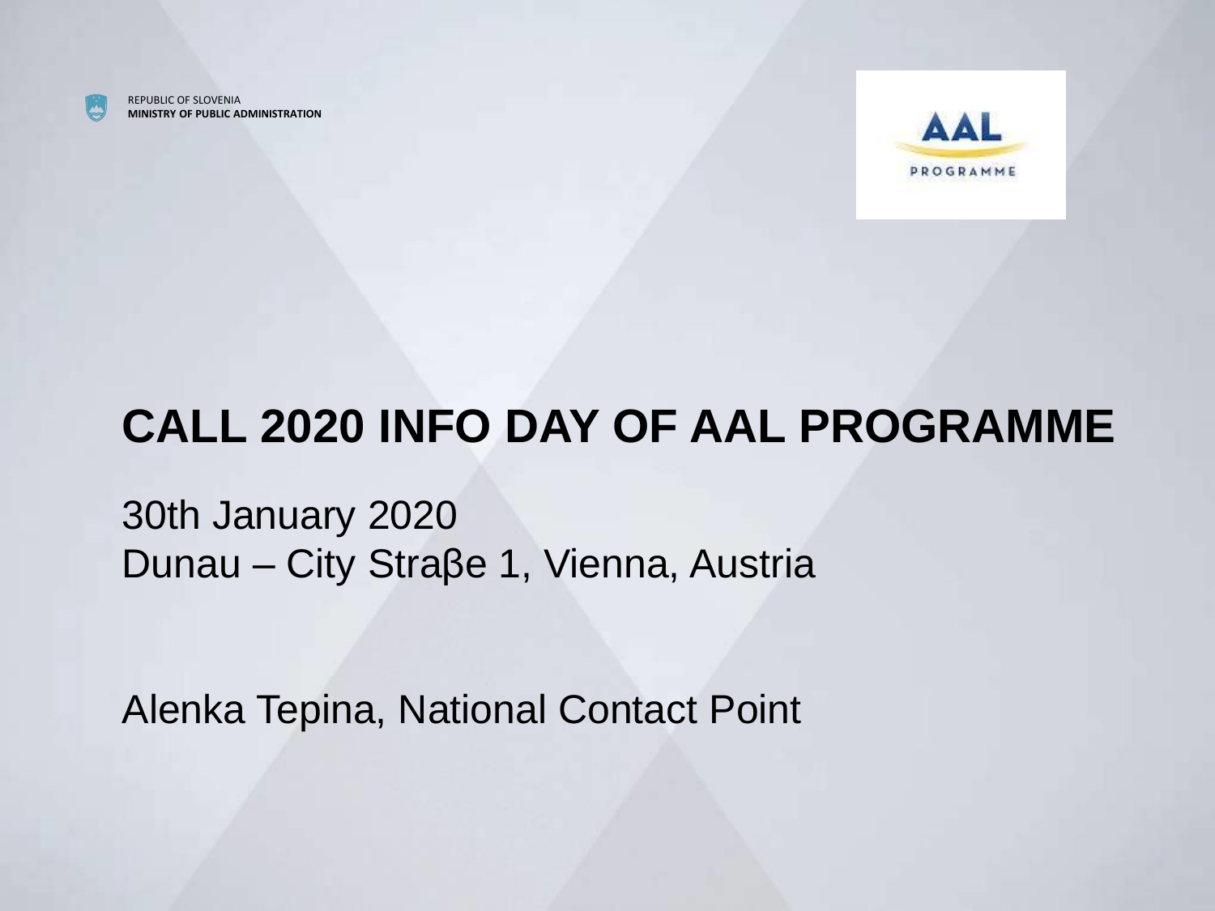REPUBLIC OF SLOVENIA
**MINISTRY OF PUBLIC ADMINISTRATION**

AAL PROGRAMME

# CALL 2020 INFO DAY OF AAL PROGRAMME

30th January 2020
Dunau – City Straβe 1, Vienna, Austria

Alenka Tepina, National Contact Point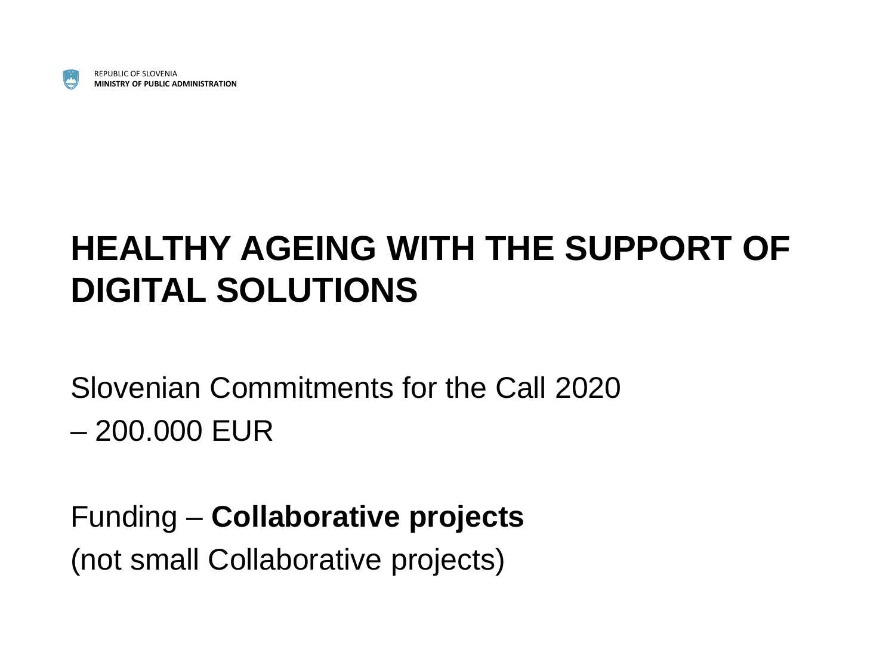REPUBLIC OF SLOVENIA
**MINISTRY OF PUBLIC ADMINISTRATION**

# HEALTHY AGEING WITH THE SUPPORT OF DIGITAL SOLUTIONS

Slovenian Commitments for the Call 2020
– 200.000 EUR

Funding – **Collaborative projects**
(not small Collaborative projects)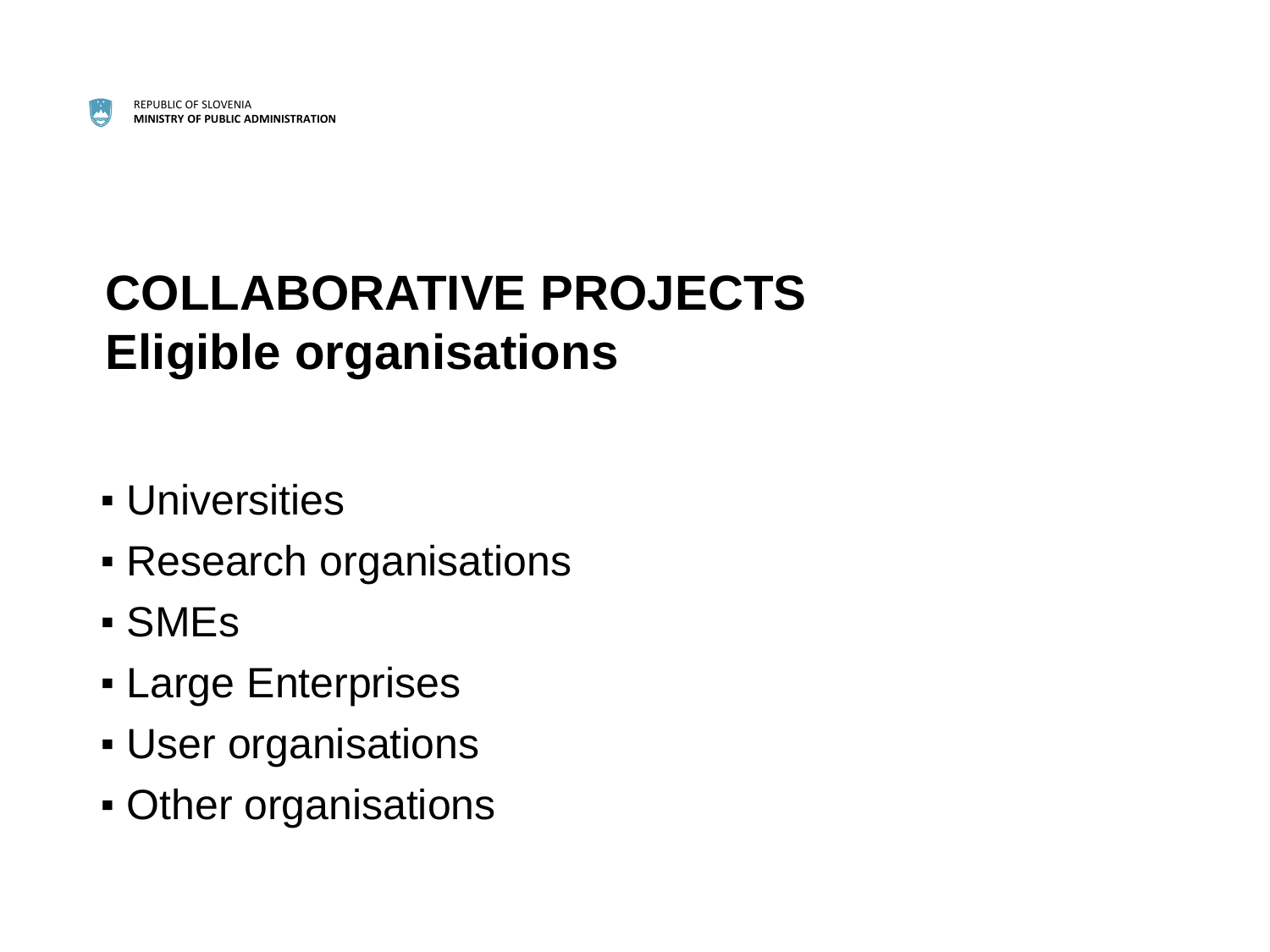# COLLABORATIVE PROJECTS
# Eligible organisations

- Universities
- Research organisations
- SMEs
- Large Enterprises
- User organisations
- Other organisations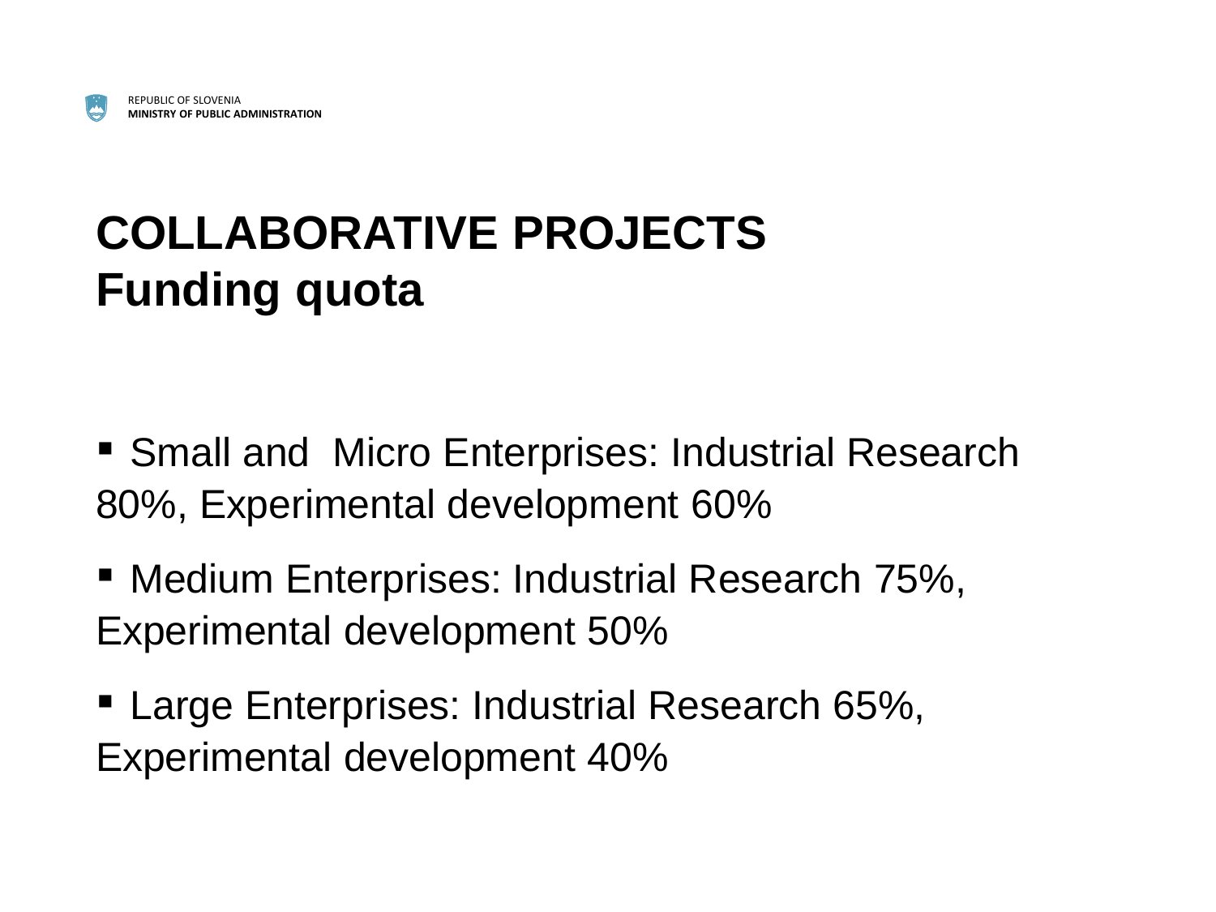REPUBLIC OF SLOVENIA
**MINISTRY OF PUBLIC ADMINISTRATION**

# COLLABORATIVE PROJECTS
# Funding quota

- Small and Micro Enterprises: Industrial Research 80%, Experimental development 60%
- Medium Enterprises: Industrial Research 75%, Experimental development 50%
- Large Enterprises: Industrial Research 65%, Experimental development 40%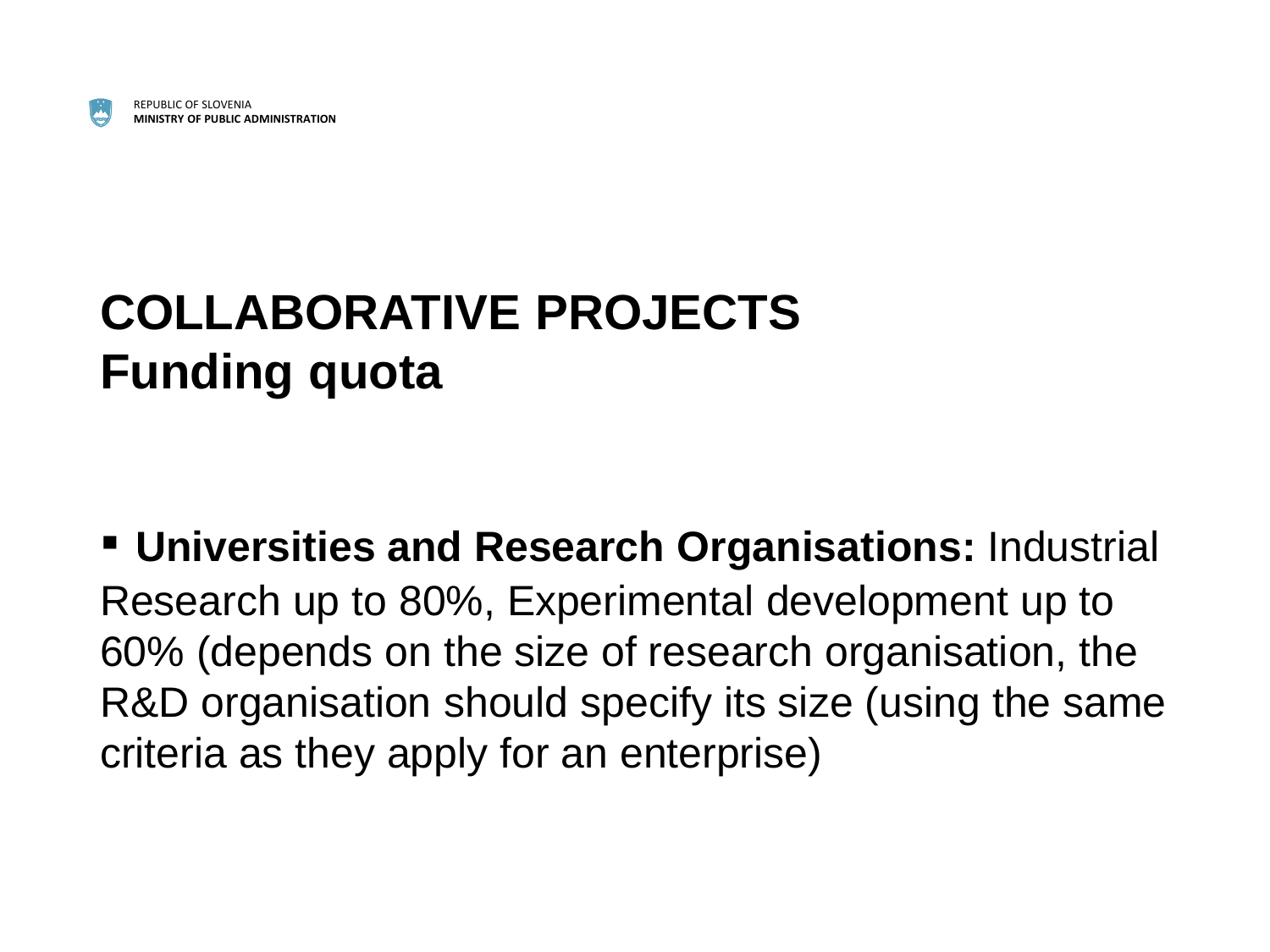REPUBLIC OF SLOVENIA
**MINISTRY OF PUBLIC ADMINISTRATION**

# COLLABORATIVE PROJECTS
# Funding quota

- **Universities and Research Organisations:** Industrial Research up to 80%, Experimental development up to 60% (depends on the size of research organisation, the R&D organisation should specify its size (using the same criteria as they apply for an enterprise)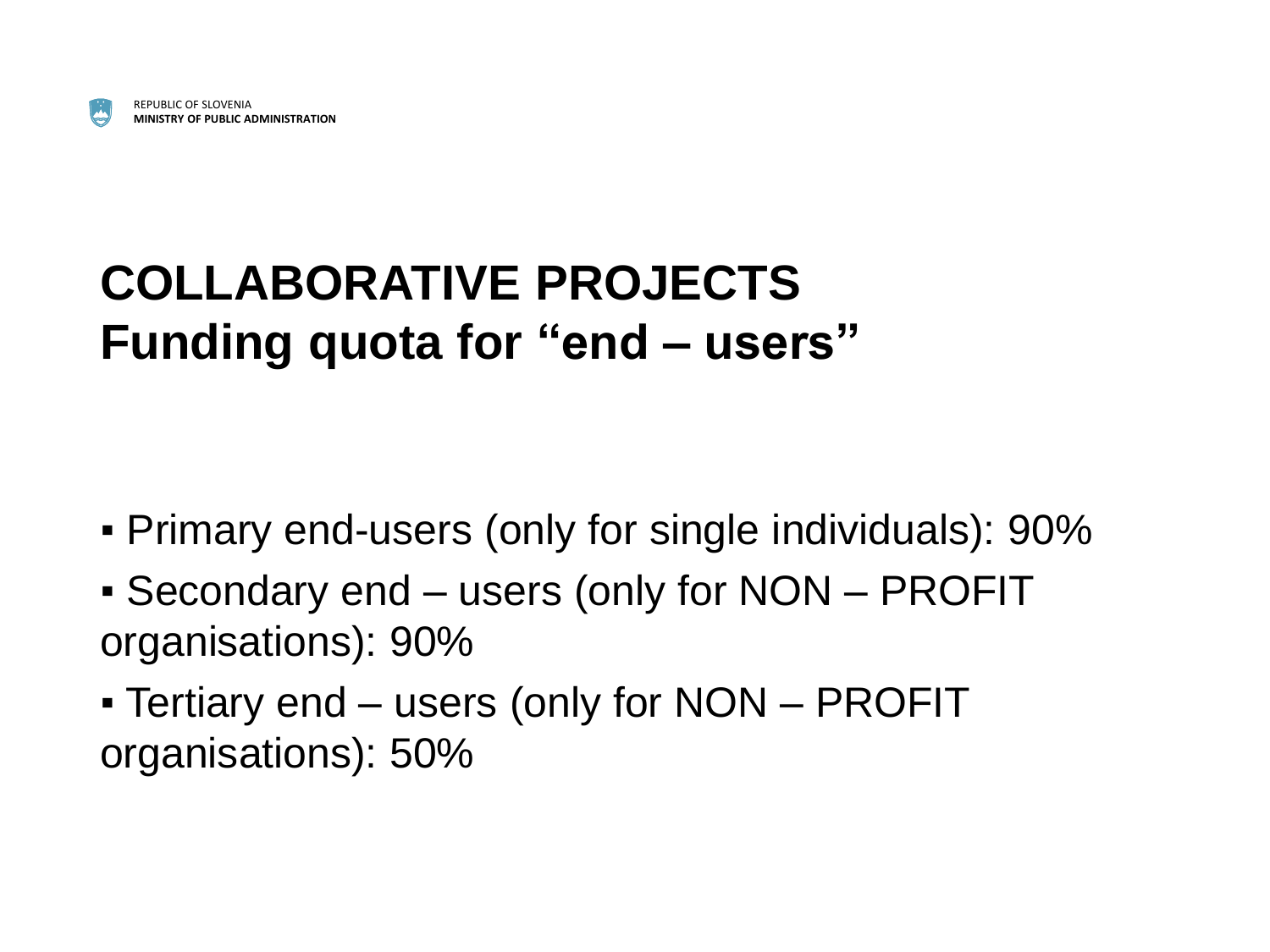# COLLABORATIVE PROJECTS
# Funding quota for "end – users"

- Primary end-users (only for single individuals): 90%
- Secondary end – users (only for NON – PROFIT organisations): 90%
- Tertiary end – users (only for NON – PROFIT organisations): 50%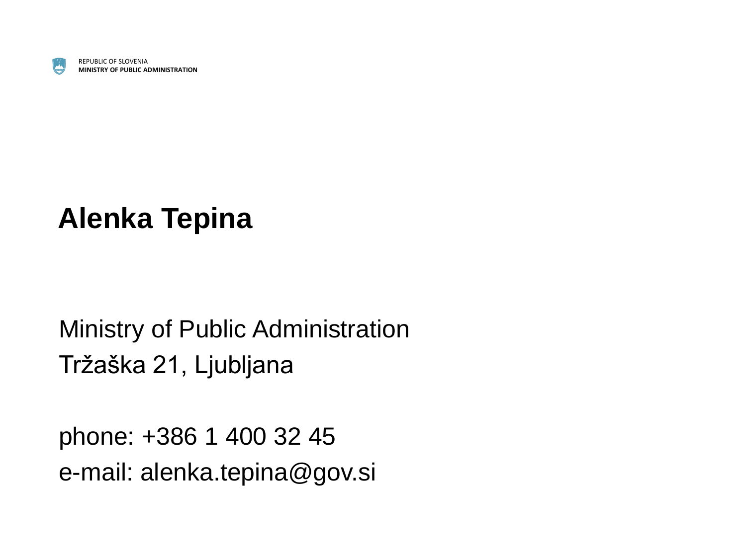REPUBLIC OF SLOVENIA
**MINISTRY OF PUBLIC ADMINISTRATION**

# Alenka Tepina

Ministry of Public Administration
Tržaška 21, Ljubljana

phone: +386 1 400 32 45
e-mail: alenka.tepina@gov.si